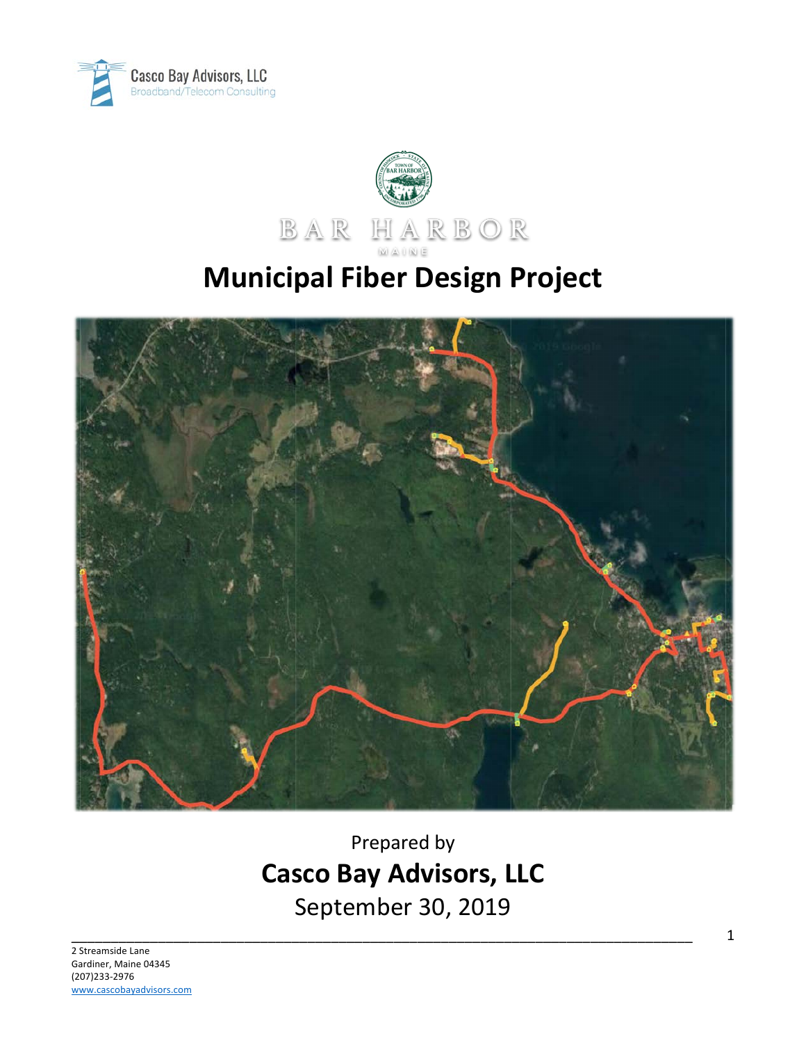Casco Bay Advisors, LLC
Broadband/Telecom Consulting

BAR HARBOR
MAINE

# Municipal Fiber Design Project

Prepared by

## Casco Bay Advisors, LLC

September 30, 2019

2 Streamside Lane
Gardiner, Maine 04345
(207)233-2976
www.cascobayadvisors.com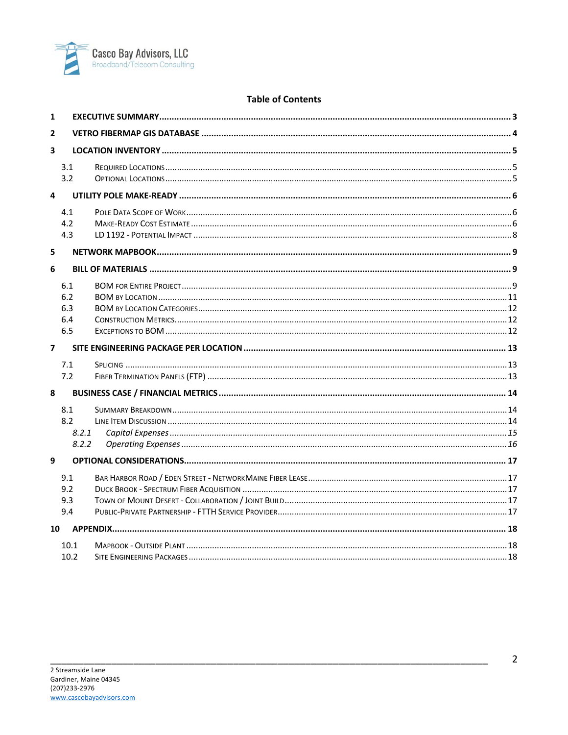# Table of Contents

**1 EXECUTIVE SUMMARY** .......... 3

**2 VETRO FIBERMAP GIS DATABASE** .......... 4

**3 LOCATION INVENTORY** .......... 5

- 3.1 Required Locations .......... 5
- 3.2 Optional Locations .......... 5

**4 UTILITY POLE MAKE-READY** .......... 6

- 4.1 Pole Data Scope of Work .......... 6
- 4.2 Make-Ready Cost Estimate .......... 6
- 4.3 LD 1192 - Potential Impact .......... 8

**5 NETWORK MAPBOOK** .......... 9

**6 BILL OF MATERIALS** .......... 9

- 6.1 BOM for Entire Project .......... 9
- 6.2 BOM by Location .......... 11
- 6.3 BOM by Location Categories .......... 12
- 6.4 Construction Metrics .......... 12
- 6.5 Exceptions to BOM .......... 12

**7 SITE ENGINEERING PACKAGE PER LOCATION** .......... 13

- 7.1 Splicing .......... 13
- 7.2 Fiber Termination Panels (FTP) .......... 13

**8 BUSINESS CASE / FINANCIAL METRICS** .......... 14

- 8.1 Summary Breakdown .......... 14
- 8.2 Line Item Discussion .......... 14
  - *8.2.1 Capital Expenses* .......... *15*
  - *8.2.2 Operating Expenses* .......... *16*

**9 OPTIONAL CONSIDERATIONS** .......... 17

- 9.1 Bar Harbor Road / Eden Street - NetworkMaine Fiber Lease .......... 17
- 9.2 Duck Brook - Spectrum Fiber Acquisition .......... 17
- 9.3 Town of Mount Desert - Collaboration / Joint Build .......... 17
- 9.4 Public-Private Partnership - FTTH Service Provider .......... 17

**10 APPENDIX** .......... 18

- 10.1 Mapbook - Outside Plant .......... 18
- 10.2 Site Engineering Packages .......... 18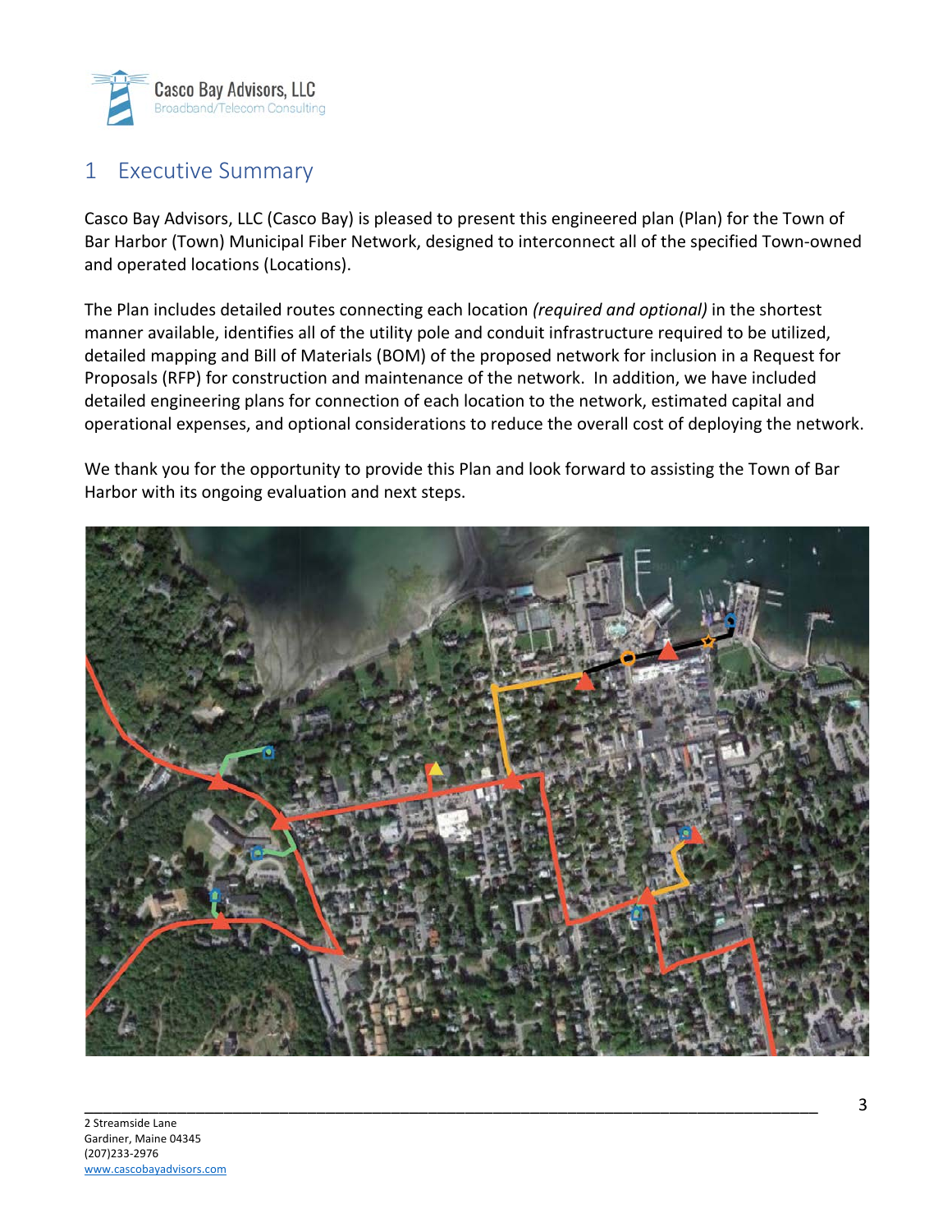# 1 Executive Summary

Casco Bay Advisors, LLC (Casco Bay) is pleased to present this engineered plan (Plan) for the Town of Bar Harbor (Town) Municipal Fiber Network, designed to interconnect all of the specified Town-owned and operated locations (Locations).

The Plan includes detailed routes connecting each location *(required and optional)* in the shortest manner available, identifies all of the utility pole and conduit infrastructure required to be utilized, detailed mapping and Bill of Materials (BOM) of the proposed network for inclusion in a Request for Proposals (RFP) for construction and maintenance of the network. In addition, we have included detailed engineering plans for connection of each location to the network, estimated capital and operational expenses, and optional considerations to reduce the overall cost of deploying the network.

We thank you for the opportunity to provide this Plan and look forward to assisting the Town of Bar Harbor with its ongoing evaluation and next steps.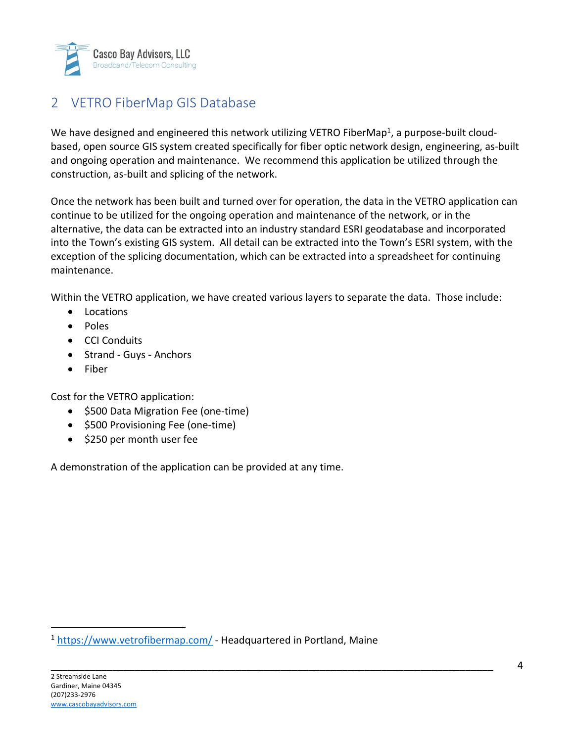## 2 VETRO FiberMap GIS Database

We have designed and engineered this network utilizing VETRO FiberMap[1], a purpose-built cloud-based, open source GIS system created specifically for fiber optic network design, engineering, as-built and ongoing operation and maintenance. We recommend this application be utilized through the construction, as-built and splicing of the network.

Once the network has been built and turned over for operation, the data in the VETRO application can continue to be utilized for the ongoing operation and maintenance of the network, or in the alternative, the data can be extracted into an industry standard ESRI geodatabase and incorporated into the Town's existing GIS system. All detail can be extracted into the Town's ESRI system, with the exception of the splicing documentation, which can be extracted into a spreadsheet for continuing maintenance.

Within the VETRO application, we have created various layers to separate the data. Those include:

- Locations
- Poles
- CCI Conduits
- Strand - Guys - Anchors
- Fiber

Cost for the VETRO application:

- $500 Data Migration Fee (one-time)
- $500 Provisioning Fee (one-time)
- $250 per month user fee

A demonstration of the application can be provided at any time.

[1] https://www.vetrofibermap.com/ - Headquartered in Portland, Maine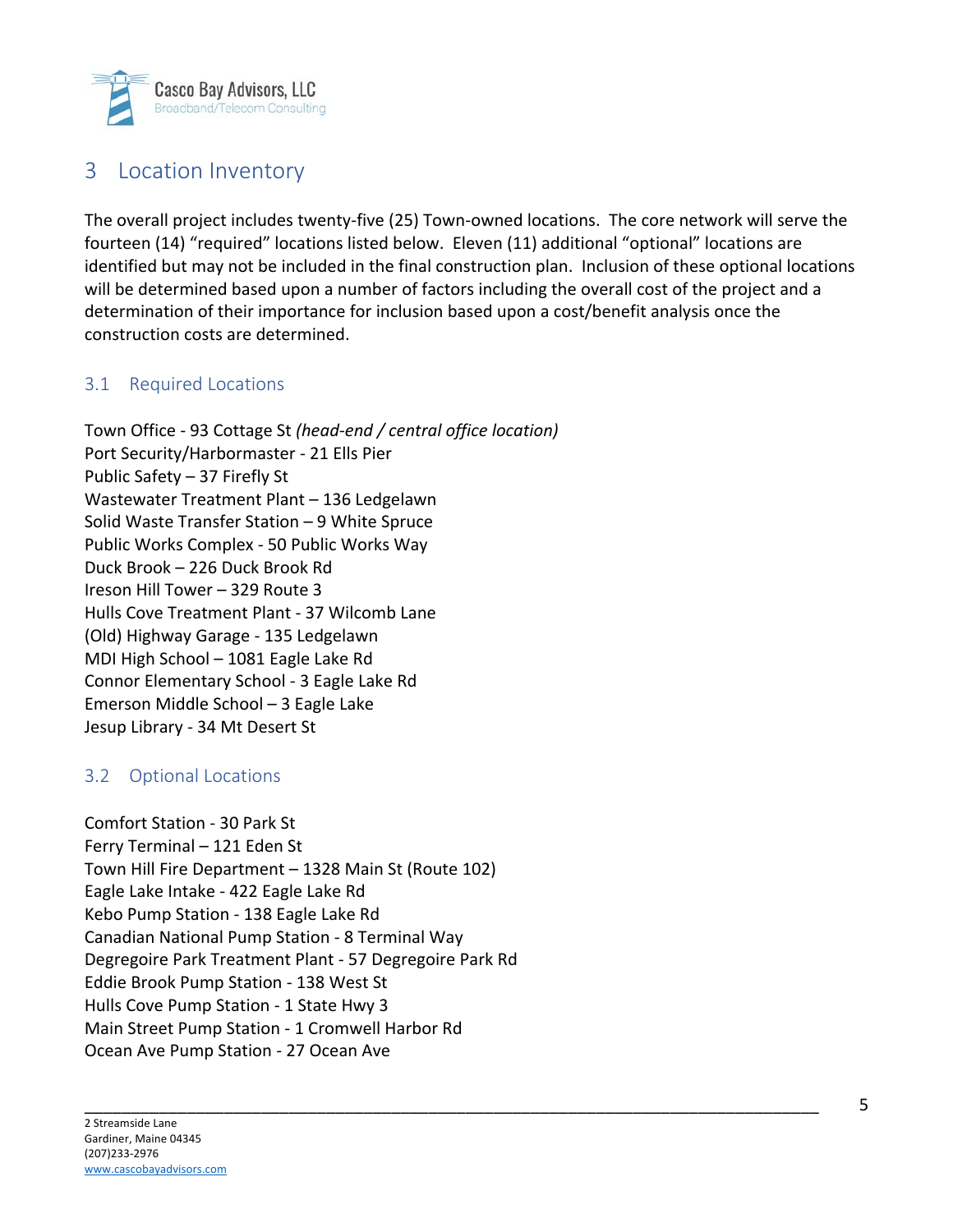## 3 Location Inventory

The overall project includes twenty-five (25) Town-owned locations. The core network will serve the fourteen (14) "required" locations listed below. Eleven (11) additional "optional" locations are identified but may not be included in the final construction plan. Inclusion of these optional locations will be determined based upon a number of factors including the overall cost of the project and a determination of their importance for inclusion based upon a cost/benefit analysis once the construction costs are determined.

### 3.1 Required Locations

Town Office - 93 Cottage St *(head-end / central office location)*
Port Security/Harbormaster - 21 Ells Pier
Public Safety – 37 Firefly St
Wastewater Treatment Plant – 136 Ledgelawn
Solid Waste Transfer Station – 9 White Spruce
Public Works Complex - 50 Public Works Way
Duck Brook – 226 Duck Brook Rd
Ireson Hill Tower – 329 Route 3
Hulls Cove Treatment Plant - 37 Wilcomb Lane
(Old) Highway Garage - 135 Ledgelawn
MDI High School – 1081 Eagle Lake Rd
Connor Elementary School - 3 Eagle Lake Rd
Emerson Middle School – 3 Eagle Lake
Jesup Library - 34 Mt Desert St

### 3.2 Optional Locations

Comfort Station - 30 Park St
Ferry Terminal – 121 Eden St
Town Hill Fire Department – 1328 Main St (Route 102)
Eagle Lake Intake - 422 Eagle Lake Rd
Kebo Pump Station - 138 Eagle Lake Rd
Canadian National Pump Station - 8 Terminal Way
Degregoire Park Treatment Plant - 57 Degregoire Park Rd
Eddie Brook Pump Station - 138 West St
Hulls Cove Pump Station - 1 State Hwy 3
Main Street Pump Station - 1 Cromwell Harbor Rd
Ocean Ave Pump Station - 27 Ocean Ave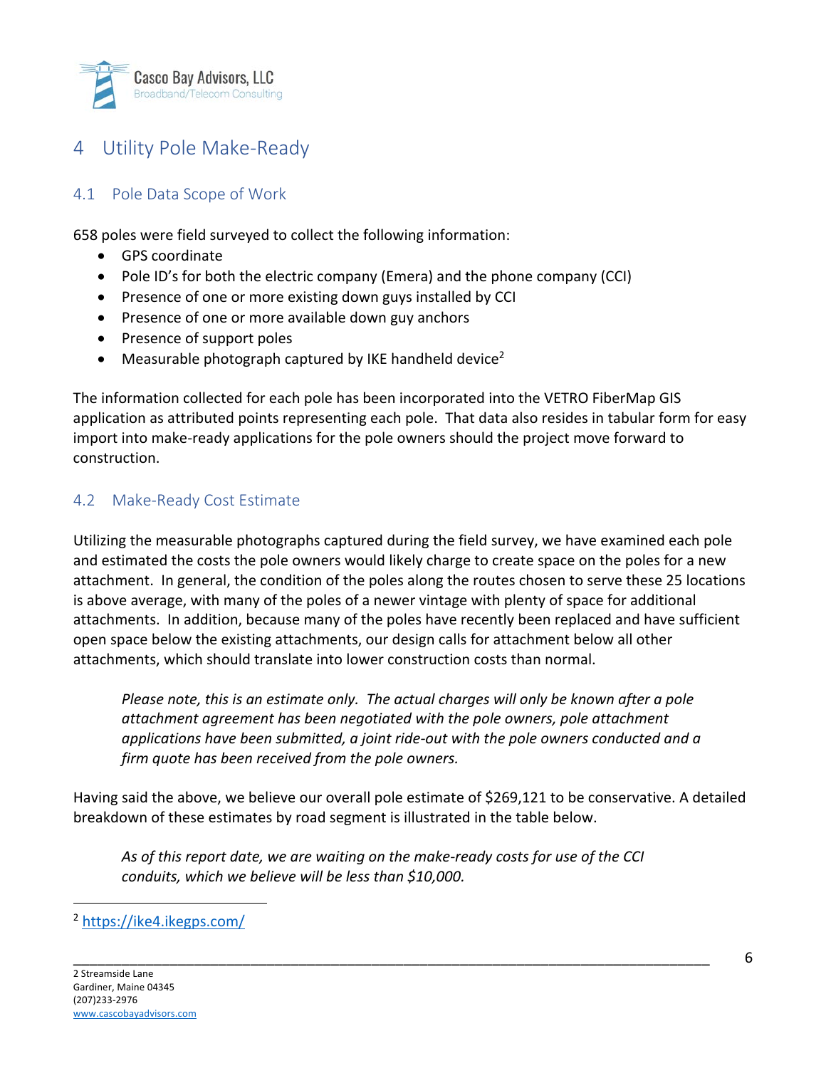# 4 Utility Pole Make-Ready

## 4.1 Pole Data Scope of Work

658 poles were field surveyed to collect the following information:

- GPS coordinate
- Pole ID's for both the electric company (Emera) and the phone company (CCI)
- Presence of one or more existing down guys installed by CCI
- Presence of one or more available down guy anchors
- Presence of support poles
- Measurable photograph captured by IKE handheld device[2]

The information collected for each pole has been incorporated into the VETRO FiberMap GIS application as attributed points representing each pole. That data also resides in tabular form for easy import into make-ready applications for the pole owners should the project move forward to construction.

## 4.2 Make-Ready Cost Estimate

Utilizing the measurable photographs captured during the field survey, we have examined each pole and estimated the costs the pole owners would likely charge to create space on the poles for a new attachment. In general, the condition of the poles along the routes chosen to serve these 25 locations is above average, with many of the poles of a newer vintage with plenty of space for additional attachments. In addition, because many of the poles have recently been replaced and have sufficient open space below the existing attachments, our design calls for attachment below all other attachments, which should translate into lower construction costs than normal.

> *Please note, this is an estimate only. The actual charges will only be known after a pole attachment agreement has been negotiated with the pole owners, pole attachment applications have been submitted, a joint ride-out with the pole owners conducted and a firm quote has been received from the pole owners.*

Having said the above, we believe our overall pole estimate of $269,121 to be conservative. A detailed breakdown of these estimates by road segment is illustrated in the table below.

> *As of this report date, we are waiting on the make-ready costs for use of the CCI conduits, which we believe will be less than $10,000.*

---

[2] https://ike4.ikegps.com/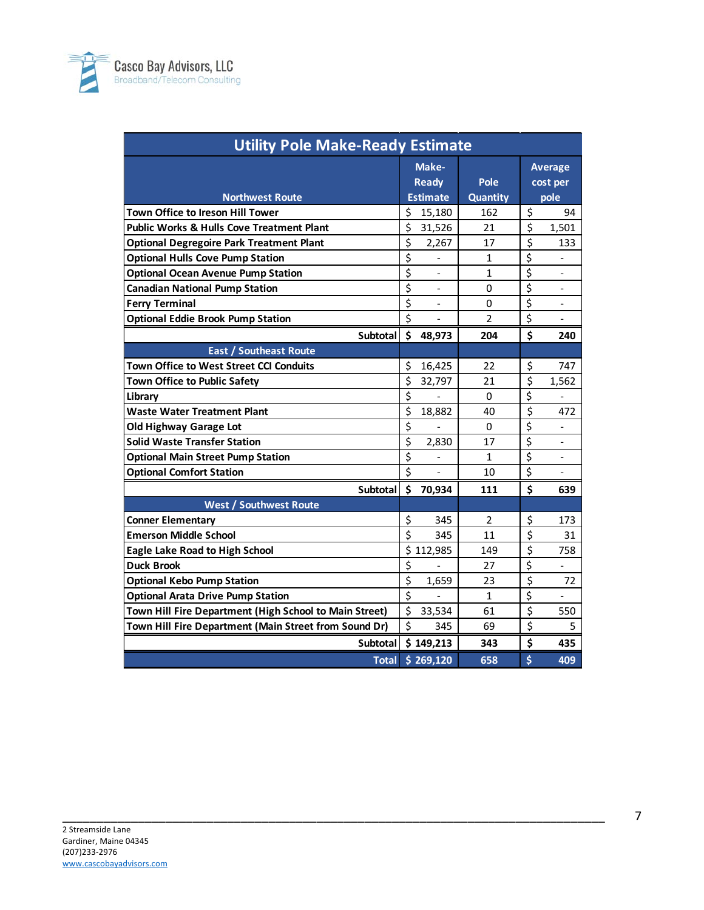| Utility Pole Make-Ready Estimate | | | |
|---|---|---|---|
| **Northwest Route** | **Make-Ready Estimate** | **Pole Quantity** | **Average cost per pole** |
| Town Office to Ireson Hill Tower | $ 15,180 | 162 | $ 94 |
| Public Works & Hulls Cove Treatment Plant | $ 31,526 | 21 | $ 1,501 |
| Optional Degregoire Park Treatment Plant | $ 2,267 | 17 | $ 133 |
| Optional Hulls Cove Pump Station | $ - | 1 | $ - |
| Optional Ocean Avenue Pump Station | $ - | 1 | $ - |
| Canadian National Pump Station | $ - | 0 | $ - |
| Ferry Terminal | $ - | 0 | $ - |
| Optional Eddie Brook Pump Station | $ - | 2 | $ - |
| **Subtotal** | **$ 48,973** | **204** | **$ 240** |
| **East / Southeast Route** | | | |
| Town Office to West Street CCI Conduits | $ 16,425 | 22 | $ 747 |
| Town Office to Public Safety | $ 32,797 | 21 | $ 1,562 |
| Library | $ - | 0 | $ - |
| Waste Water Treatment Plant | $ 18,882 | 40 | $ 472 |
| Old Highway Garage Lot | $ - | 0 | $ - |
| Solid Waste Transfer Station | $ 2,830 | 17 | $ - |
| Optional Main Street Pump Station | $ - | 1 | $ - |
| Optional Comfort Station | $ - | 10 | $ - |
| **Subtotal** | **$ 70,934** | **111** | **$ 639** |
| **West / Southwest Route** | | | |
| Conner Elementary | $ 345 | 2 | $ 173 |
| Emerson Middle School | $ 345 | 11 | $ 31 |
| Eagle Lake Road to High School | $ 112,985 | 149 | $ 758 |
| Duck Brook | $ - | 27 | $ - |
| Optional Kebo Pump Station | $ 1,659 | 23 | $ 72 |
| Optional Arata Drive Pump Station | $ - | 1 | $ - |
| Town Hill Fire Department (High School to Main Street) | $ 33,534 | 61 | $ 550 |
| Town Hill Fire Department (Main Street from Sound Dr) | $ 345 | 69 | $ 5 |
| **Subtotal** | **$ 149,213** | **343** | **$ 435** |
| **Total** | **$ 269,120** | **658** | **$ 409** |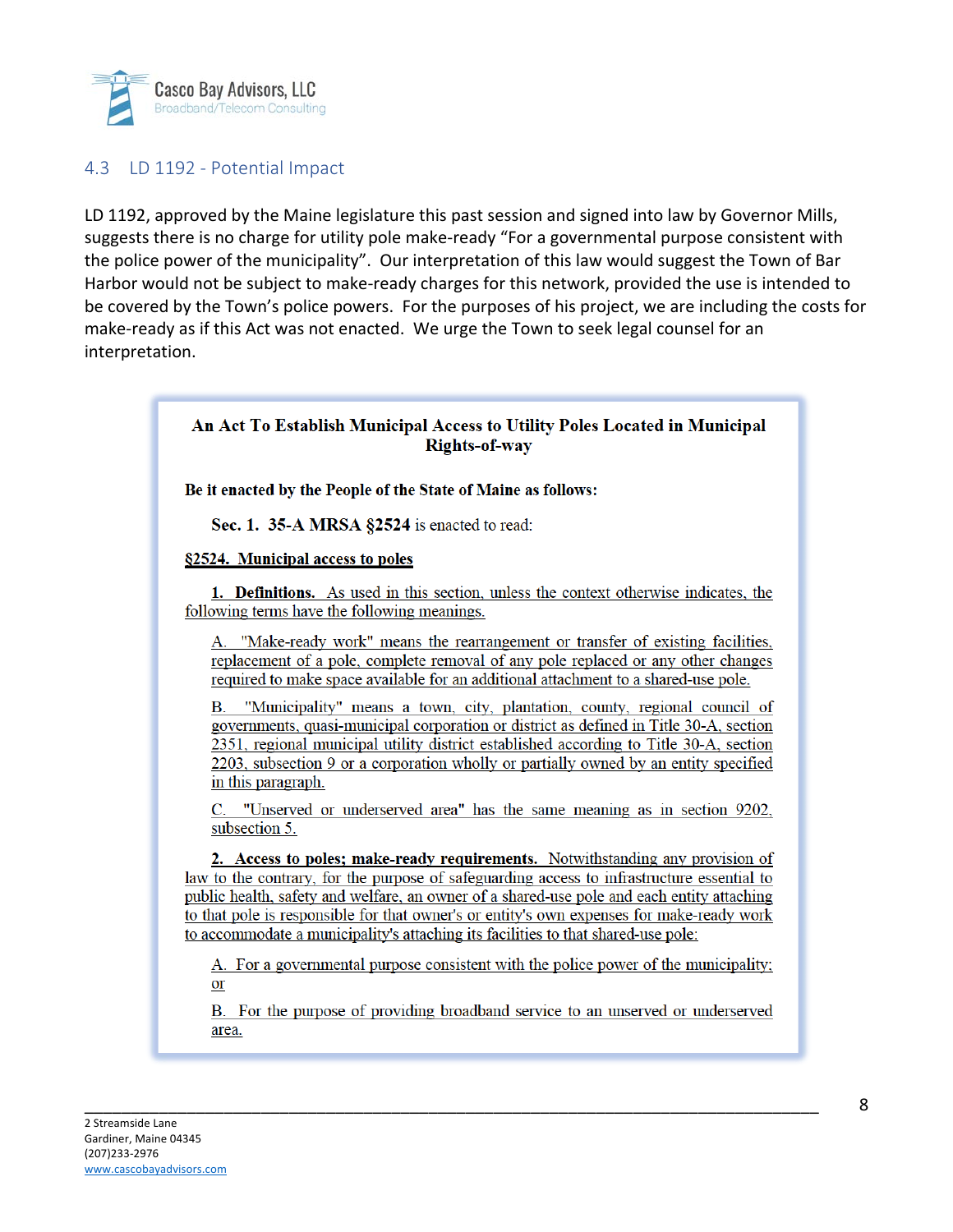### 4.3 LD 1192 - Potential Impact

LD 1192, approved by the Maine legislature this past session and signed into law by Governor Mills, suggests there is no charge for utility pole make-ready "For a governmental purpose consistent with the police power of the municipality". Our interpretation of this law would suggest the Town of Bar Harbor would not be subject to make-ready charges for this network, provided the use is intended to be covered by the Town's police powers. For the purposes of his project, we are including the costs for make-ready as if this Act was not enacted. We urge the Town to seek legal counsel for an interpretation.

> **An Act To Establish Municipal Access to Utility Poles Located in Municipal Rights-of-way**
>
> **Be it enacted by the People of the State of Maine as follows:**
>
> **Sec. 1. 35-A MRSA §2524** is enacted to read:
>
> **§2524. Municipal access to poles**
>
> **1. Definitions.** As used in this section, unless the context otherwise indicates, the following terms have the following meanings.
>
> A. "Make-ready work" means the rearrangement or transfer of existing facilities, replacement of a pole, complete removal of any pole replaced or any other changes required to make space available for an additional attachment to a shared-use pole.
>
> B. "Municipality" means a town, city, plantation, county, regional council of governments, quasi-municipal corporation or district as defined in Title 30-A, section 2351, regional municipal utility district established according to Title 30-A, section 2203, subsection 9 or a corporation wholly or partially owned by an entity specified in this paragraph.
>
> C. "Unserved or underserved area" has the same meaning as in section 9202, subsection 5.
>
> **2. Access to poles; make-ready requirements.** Notwithstanding any provision of law to the contrary, for the purpose of safeguarding access to infrastructure essential to public health, safety and welfare, an owner of a shared-use pole and each entity attaching to that pole is responsible for that owner's or entity's own expenses for make-ready work to accommodate a municipality's attaching its facilities to that shared-use pole:
>
> A. For a governmental purpose consistent with the police power of the municipality; or
>
> B. For the purpose of providing broadband service to an unserved or underserved area.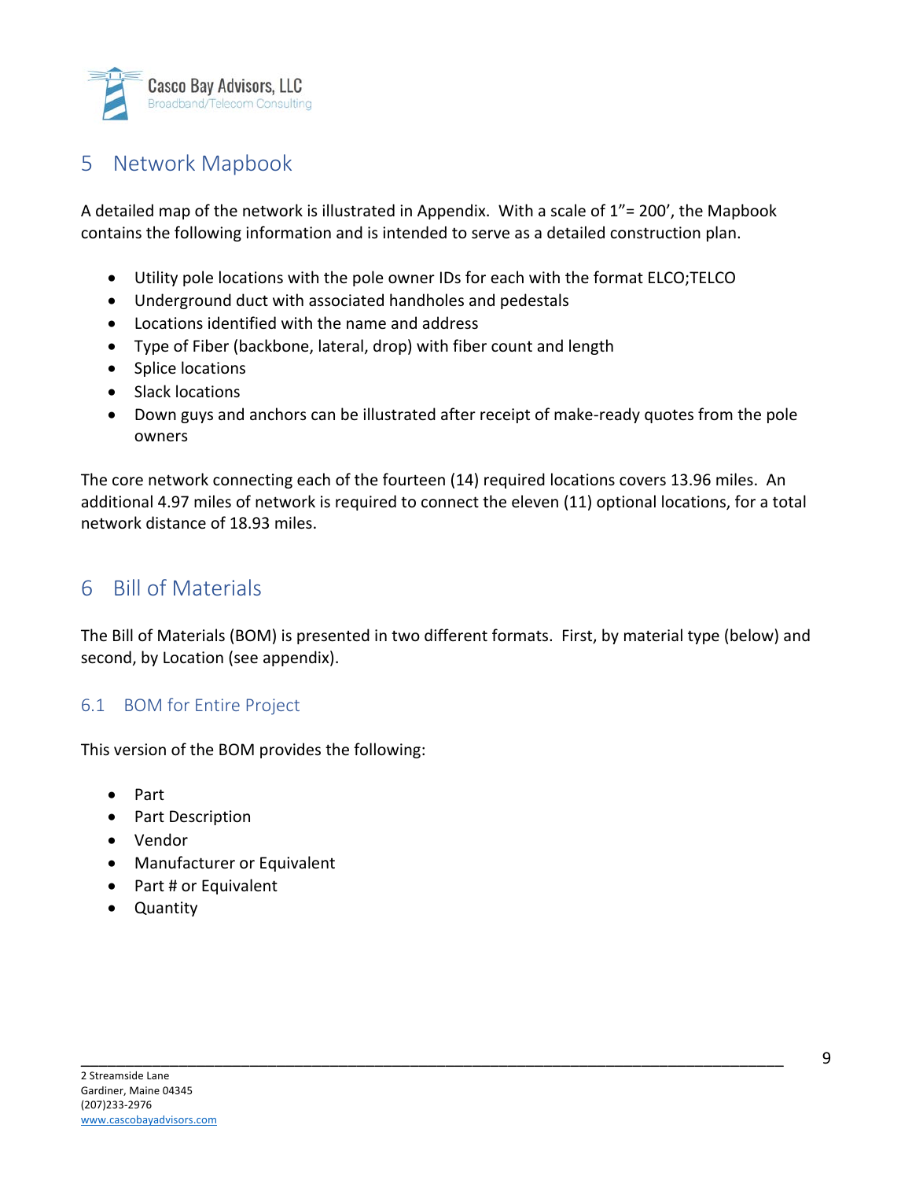# 5 Network Mapbook

A detailed map of the network is illustrated in Appendix. With a scale of 1"= 200', the Mapbook contains the following information and is intended to serve as a detailed construction plan.

- Utility pole locations with the pole owner IDs for each with the format ELCO;TELCO
- Underground duct with associated handholes and pedestals
- Locations identified with the name and address
- Type of Fiber (backbone, lateral, drop) with fiber count and length
- Splice locations
- Slack locations
- Down guys and anchors can be illustrated after receipt of make-ready quotes from the pole owners

The core network connecting each of the fourteen (14) required locations covers 13.96 miles. An additional 4.97 miles of network is required to connect the eleven (11) optional locations, for a total network distance of 18.93 miles.

# 6 Bill of Materials

The Bill of Materials (BOM) is presented in two different formats. First, by material type (below) and second, by Location (see appendix).

## 6.1 BOM for Entire Project

This version of the BOM provides the following:

- Part
- Part Description
- Vendor
- Manufacturer or Equivalent
- Part # or Equivalent
- Quantity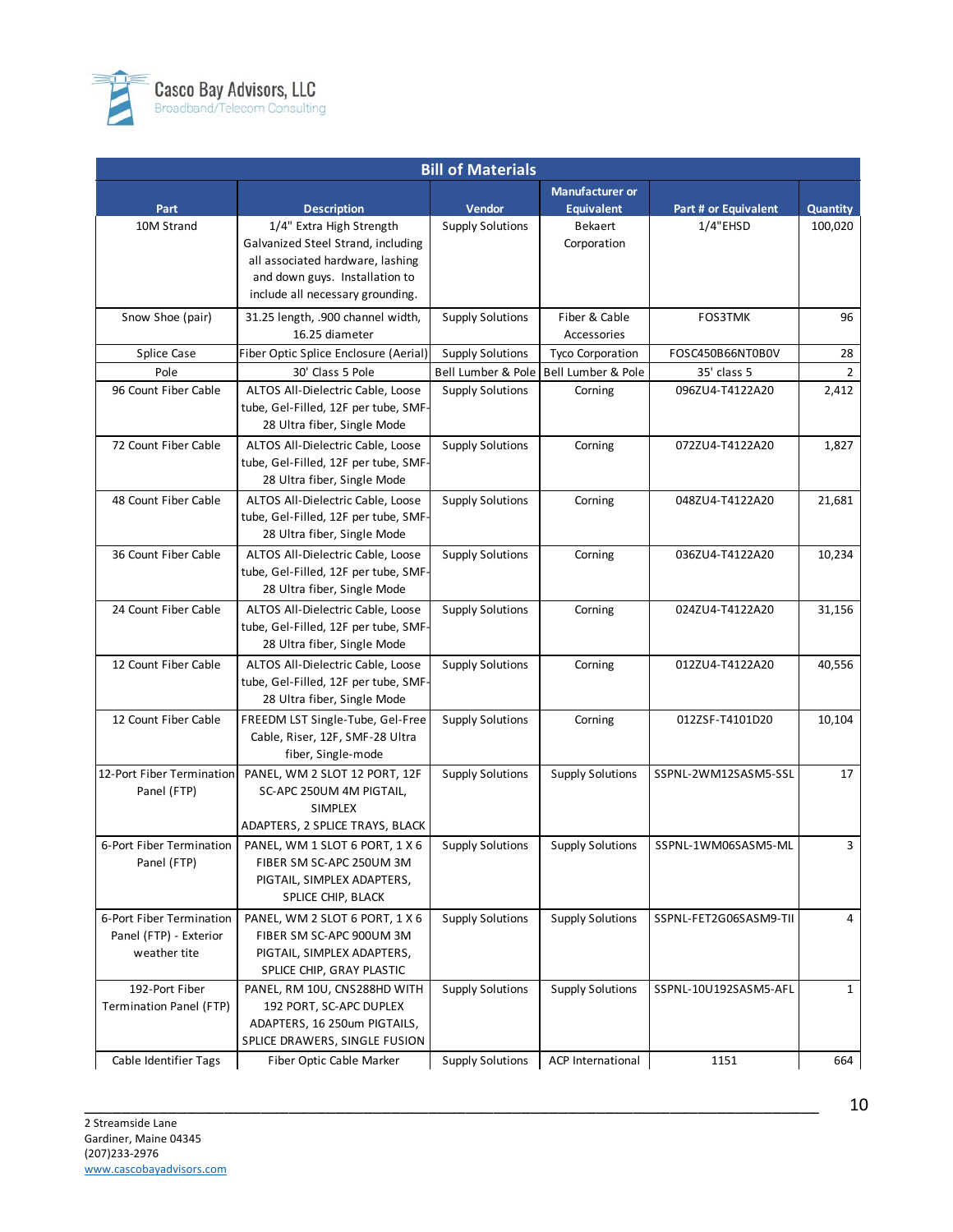| Bill of Materials | | | | | |
|---|---|---|---|---|---|
| Part | Description | Vendor | Manufacturer or Equivalent | Part # or Equivalent | Quantity |
| 10M Strand | 1/4" Extra High Strength Galvanized Steel Strand, including all associated hardware, lashing and down guys. Installation to include all necessary grounding. | Supply Solutions | Bekaert Corporation | 1/4"EHSD | 100,020 |
| Snow Shoe (pair) | 31.25 length, .900 channel width, 16.25 diameter | Supply Solutions | Fiber & Cable Accessories | FOS3TMK | 96 |
| Splice Case | Fiber Optic Splice Enclosure (Aerial) | Supply Solutions | Tyco Corporation | FOSC450B66NT0B0V | 28 |
| Pole | 30' Class 5 Pole | Bell Lumber & Pole | Bell Lumber & Pole | 35' class 5 | 2 |
| 96 Count Fiber Cable | ALTOS All-Dielectric Cable, Loose tube, Gel-Filled, 12F per tube, SMF-28 Ultra fiber, Single Mode | Supply Solutions | Corning | 096ZU4-T4122A20 | 2,412 |
| 72 Count Fiber Cable | ALTOS All-Dielectric Cable, Loose tube, Gel-Filled, 12F per tube, SMF-28 Ultra fiber, Single Mode | Supply Solutions | Corning | 072ZU4-T4122A20 | 1,827 |
| 48 Count Fiber Cable | ALTOS All-Dielectric Cable, Loose tube, Gel-Filled, 12F per tube, SMF-28 Ultra fiber, Single Mode | Supply Solutions | Corning | 048ZU4-T4122A20 | 21,681 |
| 36 Count Fiber Cable | ALTOS All-Dielectric Cable, Loose tube, Gel-Filled, 12F per tube, SMF-28 Ultra fiber, Single Mode | Supply Solutions | Corning | 036ZU4-T4122A20 | 10,234 |
| 24 Count Fiber Cable | ALTOS All-Dielectric Cable, Loose tube, Gel-Filled, 12F per tube, SMF-28 Ultra fiber, Single Mode | Supply Solutions | Corning | 024ZU4-T4122A20 | 31,156 |
| 12 Count Fiber Cable | ALTOS All-Dielectric Cable, Loose tube, Gel-Filled, 12F per tube, SMF-28 Ultra fiber, Single Mode | Supply Solutions | Corning | 012ZU4-T4122A20 | 40,556 |
| 12 Count Fiber Cable | FREEDM LST Single-Tube, Gel-Free Cable, Riser, 12F, SMF-28 Ultra fiber, Single-mode | Supply Solutions | Corning | 012ZSF-T4101D20 | 10,104 |
| 12-Port Fiber Termination Panel (FTP) | PANEL, WM 2 SLOT 12 PORT, 12F SC-APC 250UM 4M PIGTAIL, SIMPLEX ADAPTERS, 2 SPLICE TRAYS, BLACK | Supply Solutions | Supply Solutions | SSPNL-2WM12SASM5-SSL | 17 |
| 6-Port Fiber Termination Panel (FTP) | PANEL, WM 1 SLOT 6 PORT, 1 X 6 FIBER SM SC-APC 250UM 3M PIGTAIL, SIMPLEX ADAPTERS, SPLICE CHIP, BLACK | Supply Solutions | Supply Solutions | SSPNL-1WM06SASM5-ML | 3 |
| 6-Port Fiber Termination Panel (FTP) - Exterior weather tite | PANEL, WM 2 SLOT 6 PORT, 1 X 6 FIBER SM SC-APC 900UM 3M PIGTAIL, SIMPLEX ADAPTERS, SPLICE CHIP, GRAY PLASTIC | Supply Solutions | Supply Solutions | SSPNL-FET2G06SASM9-TII | 4 |
| 192-Port Fiber Termination Panel (FTP) | PANEL, RM 10U, CNS288HD WITH 192 PORT, SC-APC DUPLEX ADAPTERS, 16 250um PIGTAILS, SPLICE DRAWERS, SINGLE FUSION | Supply Solutions | Supply Solutions | SSPNL-10U192SASM5-AFL | 1 |
| Cable Identifier Tags | Fiber Optic Cable Marker | Supply Solutions | ACP International | 1151 | 664 |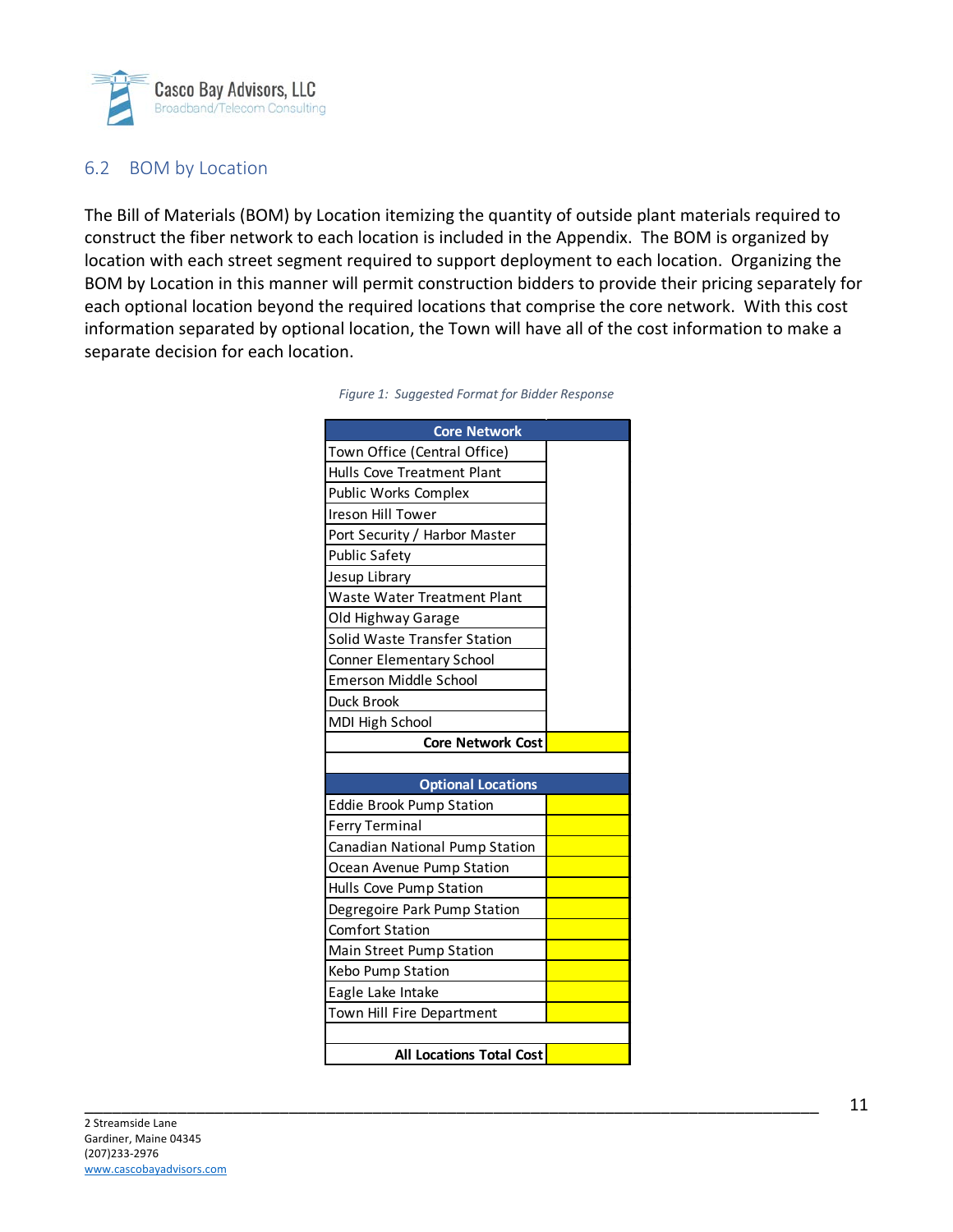## 6.2 BOM by Location

The Bill of Materials (BOM) by Location itemizing the quantity of outside plant materials required to construct the fiber network to each location is included in the Appendix. The BOM is organized by location with each street segment required to support deployment to each location. Organizing the BOM by Location in this manner will permit construction bidders to provide their pricing separately for each optional location beyond the required locations that comprise the core network. With this cost information separated by optional location, the Town will have all of the cost information to make a separate decision for each location.

*Figure 1: Suggested Format for Bidder Response*

| **Core Network** | |
|---|---|
| Town Office (Central Office) | |
| Hulls Cove Treatment Plant | |
| Public Works Complex | |
| Ireson Hill Tower | |
| Port Security / Harbor Master | |
| Public Safety | |
| Jesup Library | |
| Waste Water Treatment Plant | |
| Old Highway Garage | |
| Solid Waste Transfer Station | |
| Conner Elementary School | |
| Emerson Middle School | |
| Duck Brook | |
| MDI High School | |
| **Core Network Cost** | |
| | |
| **Optional Locations** | |
| Eddie Brook Pump Station | |
| Ferry Terminal | |
| Canadian National Pump Station | |
| Ocean Avenue Pump Station | |
| Hulls Cove Pump Station | |
| Degregoire Park Pump Station | |
| Comfort Station | |
| Main Street Pump Station | |
| Kebo Pump Station | |
| Eagle Lake Intake | |
| Town Hill Fire Department | |
| | |
| **All Locations Total Cost** | |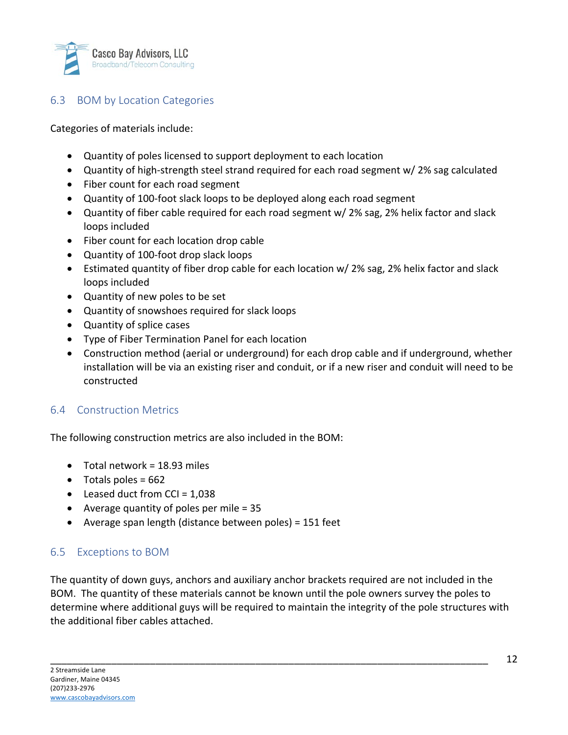## 6.3 BOM by Location Categories

Categories of materials include:

- Quantity of poles licensed to support deployment to each location
- Quantity of high-strength steel strand required for each road segment w/ 2% sag calculated
- Fiber count for each road segment
- Quantity of 100-foot slack loops to be deployed along each road segment
- Quantity of fiber cable required for each road segment w/ 2% sag, 2% helix factor and slack loops included
- Fiber count for each location drop cable
- Quantity of 100-foot drop slack loops
- Estimated quantity of fiber drop cable for each location w/ 2% sag, 2% helix factor and slack loops included
- Quantity of new poles to be set
- Quantity of snowshoes required for slack loops
- Quantity of splice cases
- Type of Fiber Termination Panel for each location
- Construction method (aerial or underground) for each drop cable and if underground, whether installation will be via an existing riser and conduit, or if a new riser and conduit will need to be constructed

## 6.4 Construction Metrics

The following construction metrics are also included in the BOM:

- Total network = 18.93 miles
- Totals poles = 662
- Leased duct from CCI = 1,038
- Average quantity of poles per mile = 35
- Average span length (distance between poles) = 151 feet

## 6.5 Exceptions to BOM

The quantity of down guys, anchors and auxiliary anchor brackets required are not included in the BOM. The quantity of these materials cannot be known until the pole owners survey the poles to determine where additional guys will be required to maintain the integrity of the pole structures with the additional fiber cables attached.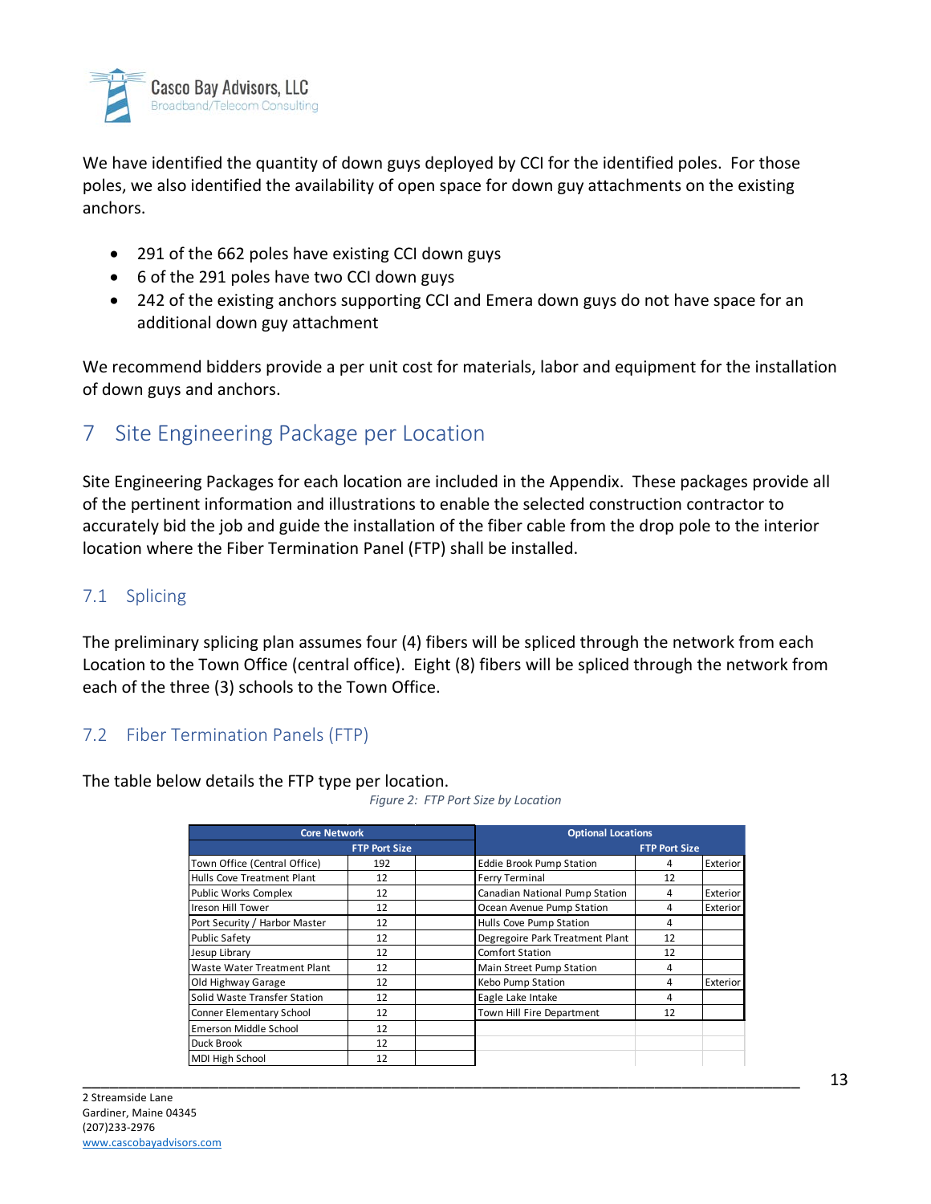We have identified the quantity of down guys deployed by CCI for the identified poles. For those poles, we also identified the availability of open space for down guy attachments on the existing anchors.

- 291 of the 662 poles have existing CCI down guys
- 6 of the 291 poles have two CCI down guys
- 242 of the existing anchors supporting CCI and Emera down guys do not have space for an additional down guy attachment

We recommend bidders provide a per unit cost for materials, labor and equipment for the installation of down guys and anchors.

# 7 Site Engineering Package per Location

Site Engineering Packages for each location are included in the Appendix. These packages provide all of the pertinent information and illustrations to enable the selected construction contractor to accurately bid the job and guide the installation of the fiber cable from the drop pole to the interior location where the Fiber Termination Panel (FTP) shall be installed.

## 7.1 Splicing

The preliminary splicing plan assumes four (4) fibers will be spliced through the network from each Location to the Town Office (central office). Eight (8) fibers will be spliced through the network from each of the three (3) schools to the Town Office.

## 7.2 Fiber Termination Panels (FTP)

The table below details the FTP type per location.

*Figure 2: FTP Port Size by Location*

| Core Network | | | Optional Locations | | |
|---|---|---|---|---|---|
| | FTP Port Size | | | FTP Port Size | |
| Town Office (Central Office) | 192 | | Eddie Brook Pump Station | 4 | Exterior |
| Hulls Cove Treatment Plant | 12 | | Ferry Terminal | 12 | |
| Public Works Complex | 12 | | Canadian National Pump Station | 4 | Exterior |
| Ireson Hill Tower | 12 | | Ocean Avenue Pump Station | 4 | Exterior |
| Port Security / Harbor Master | 12 | | Hulls Cove Pump Station | 4 | |
| Public Safety | 12 | | Degregoire Park Treatment Plant | 12 | |
| Jesup Library | 12 | | Comfort Station | 12 | |
| Waste Water Treatment Plant | 12 | | Main Street Pump Station | 4 | |
| Old Highway Garage | 12 | | Kebo Pump Station | 4 | Exterior |
| Solid Waste Transfer Station | 12 | | Eagle Lake Intake | 4 | |
| Conner Elementary School | 12 | | Town Hill Fire Department | 12 | |
| Emerson Middle School | 12 | | | | |
| Duck Brook | 12 | | | | |
| MDI High School | 12 | | | | |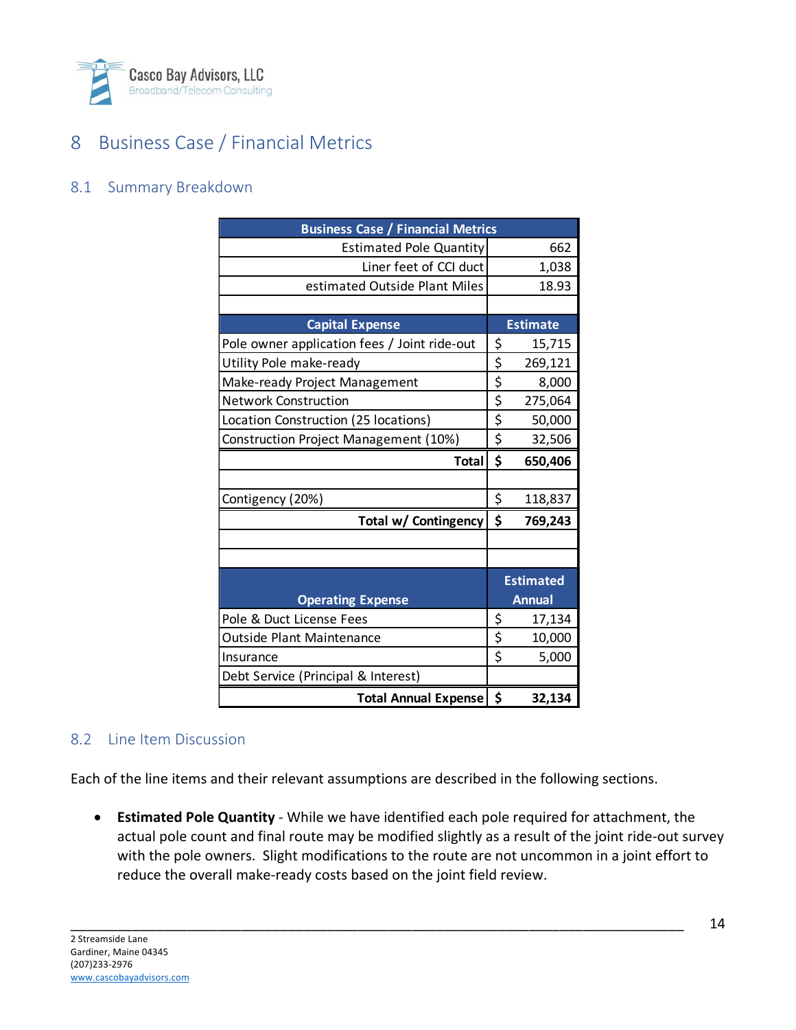# 8 Business Case / Financial Metrics

## 8.1 Summary Breakdown

| Business Case / Financial Metrics | |
|---|---|
| Estimated Pole Quantity | 662 |
| Liner feet of CCI duct | 1,038 |
| estimated Outside Plant Miles | 18.93 |
| | |
| **Capital Expense** | **Estimate** |
| Pole owner application fees / Joint ride-out | $ 15,715 |
| Utility Pole make-ready | $ 269,121 |
| Make-ready Project Management | $ 8,000 |
| Network Construction | $ 275,064 |
| Location Construction (25 locations) | $ 50,000 |
| Construction Project Management (10%) | $ 32,506 |
| **Total** | **$ 650,406** |
| | |
| Contigency (20%) | $ 118,837 |
| **Total w/ Contingency** | **$ 769,243** |
| | |
| | |
| **Operating Expense** | **Estimated Annual** |
| Pole & Duct License Fees | $ 17,134 |
| Outside Plant Maintenance | $ 10,000 |
| Insurance | $ 5,000 |
| Debt Service (Principal & Interest) | |
| **Total Annual Expense** | **$ 32,134** |

## 8.2 Line Item Discussion

Each of the line items and their relevant assumptions are described in the following sections.

- **Estimated Pole Quantity** - While we have identified each pole required for attachment, the actual pole count and final route may be modified slightly as a result of the joint ride-out survey with the pole owners. Slight modifications to the route are not uncommon in a joint effort to reduce the overall make-ready costs based on the joint field review.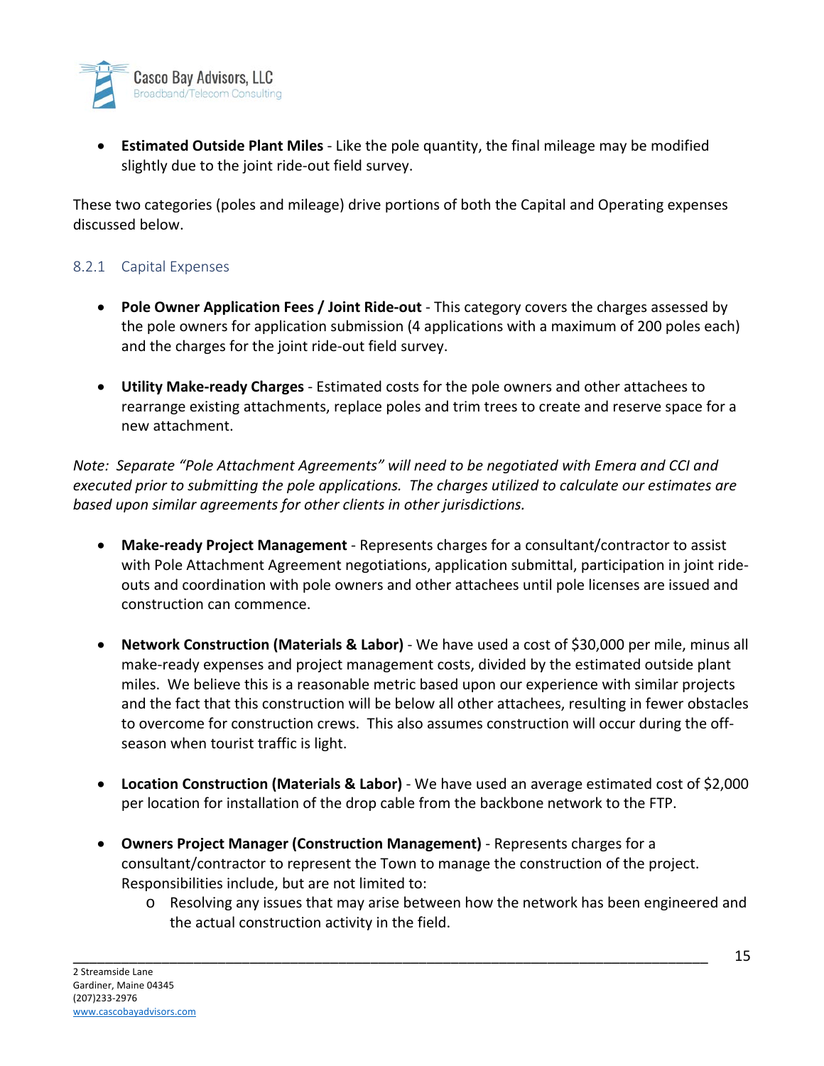- **Estimated Outside Plant Miles** - Like the pole quantity, the final mileage may be modified slightly due to the joint ride-out field survey.

These two categories (poles and mileage) drive portions of both the Capital and Operating expenses discussed below.

### 8.2.1 Capital Expenses

- **Pole Owner Application Fees / Joint Ride-out** - This category covers the charges assessed by the pole owners for application submission (4 applications with a maximum of 200 poles each) and the charges for the joint ride-out field survey.

- **Utility Make-ready Charges** - Estimated costs for the pole owners and other attachees to rearrange existing attachments, replace poles and trim trees to create and reserve space for a new attachment.

*Note: Separate "Pole Attachment Agreements" will need to be negotiated with Emera and CCI and executed prior to submitting the pole applications. The charges utilized to calculate our estimates are based upon similar agreements for other clients in other jurisdictions.*

- **Make-ready Project Management** - Represents charges for a consultant/contractor to assist with Pole Attachment Agreement negotiations, application submittal, participation in joint ride-outs and coordination with pole owners and other attachees until pole licenses are issued and construction can commence.

- **Network Construction (Materials & Labor)** - We have used a cost of $30,000 per mile, minus all make-ready expenses and project management costs, divided by the estimated outside plant miles. We believe this is a reasonable metric based upon our experience with similar projects and the fact that this construction will be below all other attachees, resulting in fewer obstacles to overcome for construction crews. This also assumes construction will occur during the off-season when tourist traffic is light.

- **Location Construction (Materials & Labor)** - We have used an average estimated cost of $2,000 per location for installation of the drop cable from the backbone network to the FTP.

- **Owners Project Manager (Construction Management)** - Represents charges for a consultant/contractor to represent the Town to manage the construction of the project. Responsibilities include, but are not limited to:
  - Resolving any issues that may arise between how the network has been engineered and the actual construction activity in the field.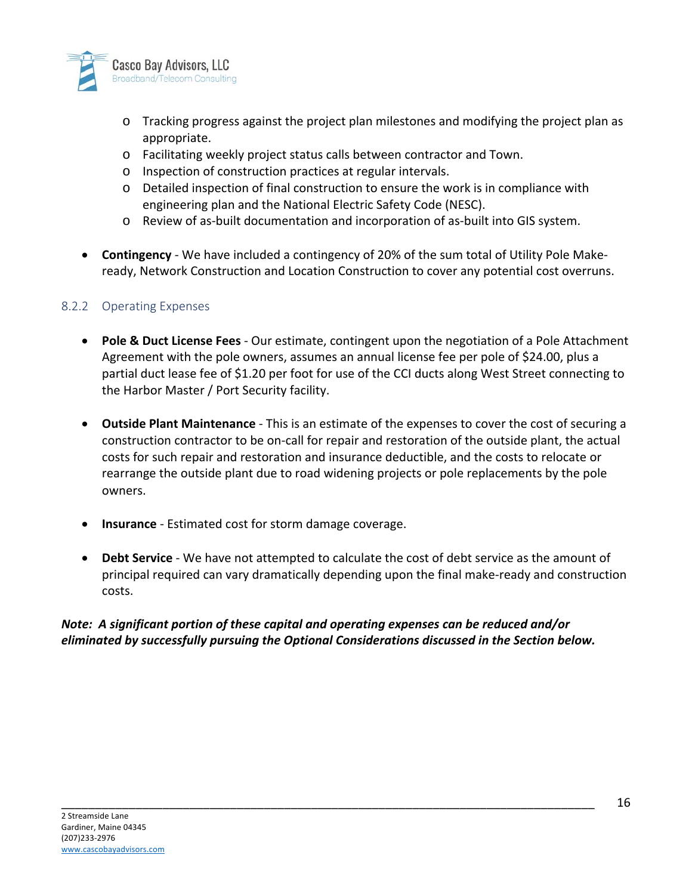- Tracking progress against the project plan milestones and modifying the project plan as appropriate.
  - Facilitating weekly project status calls between contractor and Town.
  - Inspection of construction practices at regular intervals.
  - Detailed inspection of final construction to ensure the work is in compliance with engineering plan and the National Electric Safety Code (NESC).
  - Review of as-built documentation and incorporation of as-built into GIS system.

- **Contingency** - We have included a contingency of 20% of the sum total of Utility Pole Make-ready, Network Construction and Location Construction to cover any potential cost overruns.

### 8.2.2 Operating Expenses

- **Pole & Duct License Fees** - Our estimate, contingent upon the negotiation of a Pole Attachment Agreement with the pole owners, assumes an annual license fee per pole of $24.00, plus a partial duct lease fee of $1.20 per foot for use of the CCI ducts along West Street connecting to the Harbor Master / Port Security facility.

- **Outside Plant Maintenance** - This is an estimate of the expenses to cover the cost of securing a construction contractor to be on-call for repair and restoration of the outside plant, the actual costs for such repair and restoration and insurance deductible, and the costs to relocate or rearrange the outside plant due to road widening projects or pole replacements by the pole owners.

- **Insurance** - Estimated cost for storm damage coverage.

- **Debt Service** - We have not attempted to calculate the cost of debt service as the amount of principal required can vary dramatically depending upon the final make-ready and construction costs.

***Note: A significant portion of these capital and operating expenses can be reduced and/or eliminated by successfully pursuing the Optional Considerations discussed in the Section below.***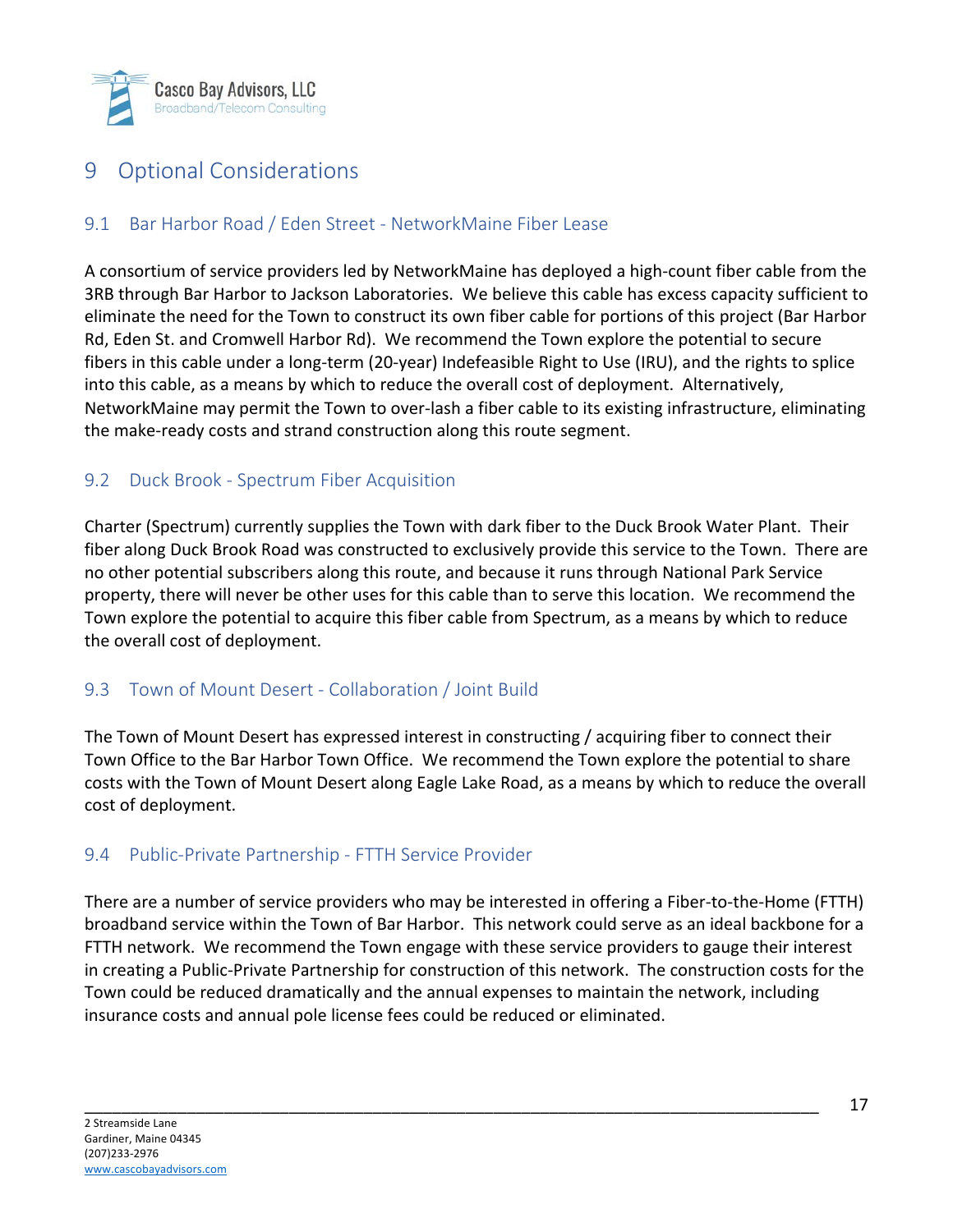# 9 Optional Considerations

## 9.1 Bar Harbor Road / Eden Street - NetworkMaine Fiber Lease

A consortium of service providers led by NetworkMaine has deployed a high-count fiber cable from the 3RB through Bar Harbor to Jackson Laboratories. We believe this cable has excess capacity sufficient to eliminate the need for the Town to construct its own fiber cable for portions of this project (Bar Harbor Rd, Eden St. and Cromwell Harbor Rd). We recommend the Town explore the potential to secure fibers in this cable under a long-term (20-year) Indefeasible Right to Use (IRU), and the rights to splice into this cable, as a means by which to reduce the overall cost of deployment. Alternatively, NetworkMaine may permit the Town to over-lash a fiber cable to its existing infrastructure, eliminating the make-ready costs and strand construction along this route segment.

## 9.2 Duck Brook - Spectrum Fiber Acquisition

Charter (Spectrum) currently supplies the Town with dark fiber to the Duck Brook Water Plant. Their fiber along Duck Brook Road was constructed to exclusively provide this service to the Town. There are no other potential subscribers along this route, and because it runs through National Park Service property, there will never be other uses for this cable than to serve this location. We recommend the Town explore the potential to acquire this fiber cable from Spectrum, as a means by which to reduce the overall cost of deployment.

## 9.3 Town of Mount Desert - Collaboration / Joint Build

The Town of Mount Desert has expressed interest in constructing / acquiring fiber to connect their Town Office to the Bar Harbor Town Office. We recommend the Town explore the potential to share costs with the Town of Mount Desert along Eagle Lake Road, as a means by which to reduce the overall cost of deployment.

## 9.4 Public-Private Partnership - FTTH Service Provider

There are a number of service providers who may be interested in offering a Fiber-to-the-Home (FTTH) broadband service within the Town of Bar Harbor. This network could serve as an ideal backbone for a FTTH network. We recommend the Town engage with these service providers to gauge their interest in creating a Public-Private Partnership for construction of this network. The construction costs for the Town could be reduced dramatically and the annual expenses to maintain the network, including insurance costs and annual pole license fees could be reduced or eliminated.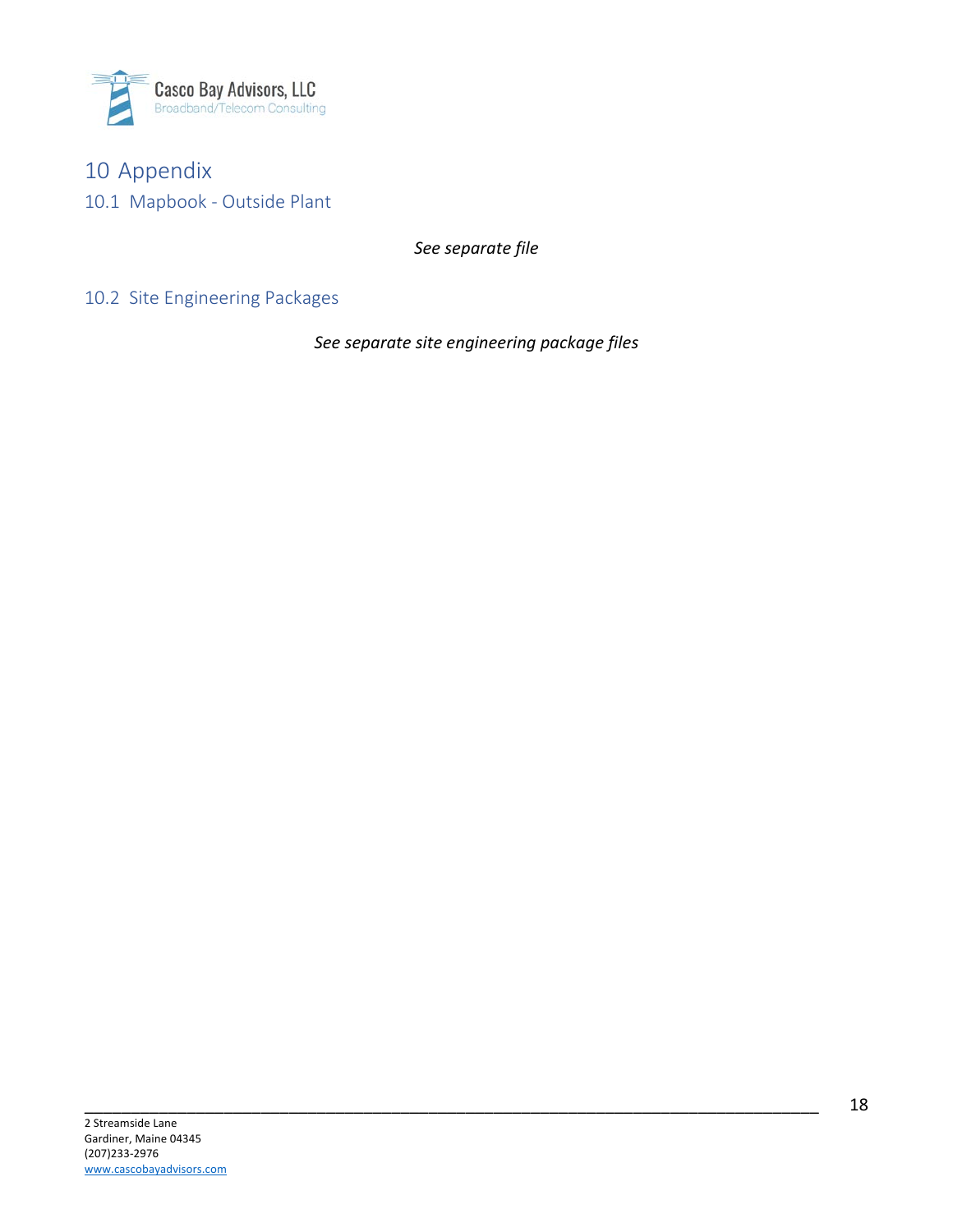# 10 Appendix

## 10.1 Mapbook - Outside Plant

*See separate file*

## 10.2 Site Engineering Packages

*See separate site engineering package files*